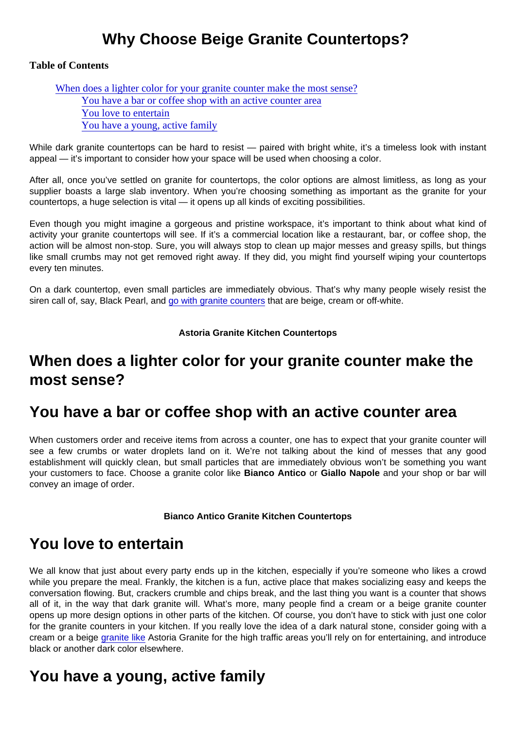# Why Choose Beige Granite Countertops?

**Table of Contents**

- When does a lighter color for your granite counter make the most sense?
  - You have a bar or coffee shop with an active counter area
  - You love to entertain
  - You have a young, active family

While dark granite countertops can be hard to resist — paired with bright white, it's a timeless look with instant appeal — it's important to consider how your space will be used when choosing a color.

After all, once you've settled on granite for countertops, the color options are almost limitless, as long as your supplier boasts a large slab inventory. When you're choosing something as important as the granite for your countertops, a huge selection is vital — it opens up all kinds of exciting possibilities.

Even though you might imagine a gorgeous and pristine workspace, it's important to think about what kind of activity your granite countertops will see. If it's a commercial location like a restaurant, bar, or coffee shop, the action will be almost non-stop. Sure, you will always stop to clean up major messes and greasy spills, but things like small crumbs may not get removed right away. If they did, you might find yourself wiping your countertops every ten minutes.

On a dark countertop, even small particles are immediately obvious. That's why many people wisely resist the siren call of, say, Black Pearl, and go with granite counters that are beige, cream or off-white.

**Astoria Granite Kitchen Countertops**

## When does a lighter color for your granite counter make the most sense?

## You have a bar or coffee shop with an active counter area

When customers order and receive items from across a counter, one has to expect that your granite counter will see a few crumbs or water droplets land on it. We're not talking about the kind of messes that any good establishment will quickly clean, but small particles that are immediately obvious won't be something you want your customers to face. Choose a granite color like **Bianco Antico** or **Giallo Napole** and your shop or bar will convey an image of order.

**Bianco Antico Granite Kitchen Countertops**

## You love to entertain

We all know that just about every party ends up in the kitchen, especially if you're someone who likes a crowd while you prepare the meal. Frankly, the kitchen is a fun, active place that makes socializing easy and keeps the conversation flowing. But, crackers crumble and chips break, and the last thing you want is a counter that shows all of it, in the way that dark granite will. What's more, many people find a cream or a beige granite counter opens up more design options in other parts of the kitchen. Of course, you don't have to stick with just one color for the granite counters in your kitchen. If you really love the idea of a dark natural stone, consider going with a cream or a beige granite like Astoria Granite for the high traffic areas you'll rely on for entertaining, and introduce black or another dark color elsewhere.

## You have a young, active family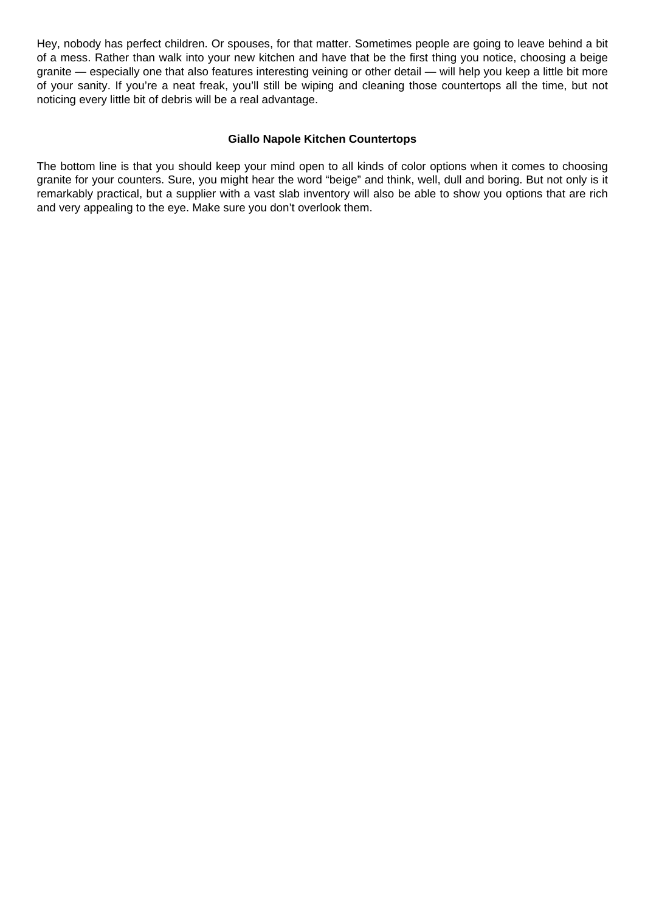Hey, nobody has perfect children. Or spouses, for that matter. Sometimes people are going to leave behind a bit of a mess. Rather than walk into your new kitchen and have that be the first thing you notice, choosing a beige granite — especially one that also features interesting veining or other detail — will help you keep a little bit more of your sanity. If you're a neat freak, you'll still be wiping and cleaning those countertops all the time, but not noticing every little bit of debris will be a real advantage.

**Giallo Napole Kitchen Countertops**

The bottom line is that you should keep your mind open to all kinds of color options when it comes to choosing granite for your counters. Sure, you might hear the word "beige" and think, well, dull and boring. But not only is it remarkably practical, but a supplier with a vast slab inventory will also be able to show you options that are rich and very appealing to the eye. Make sure you don't overlook them.